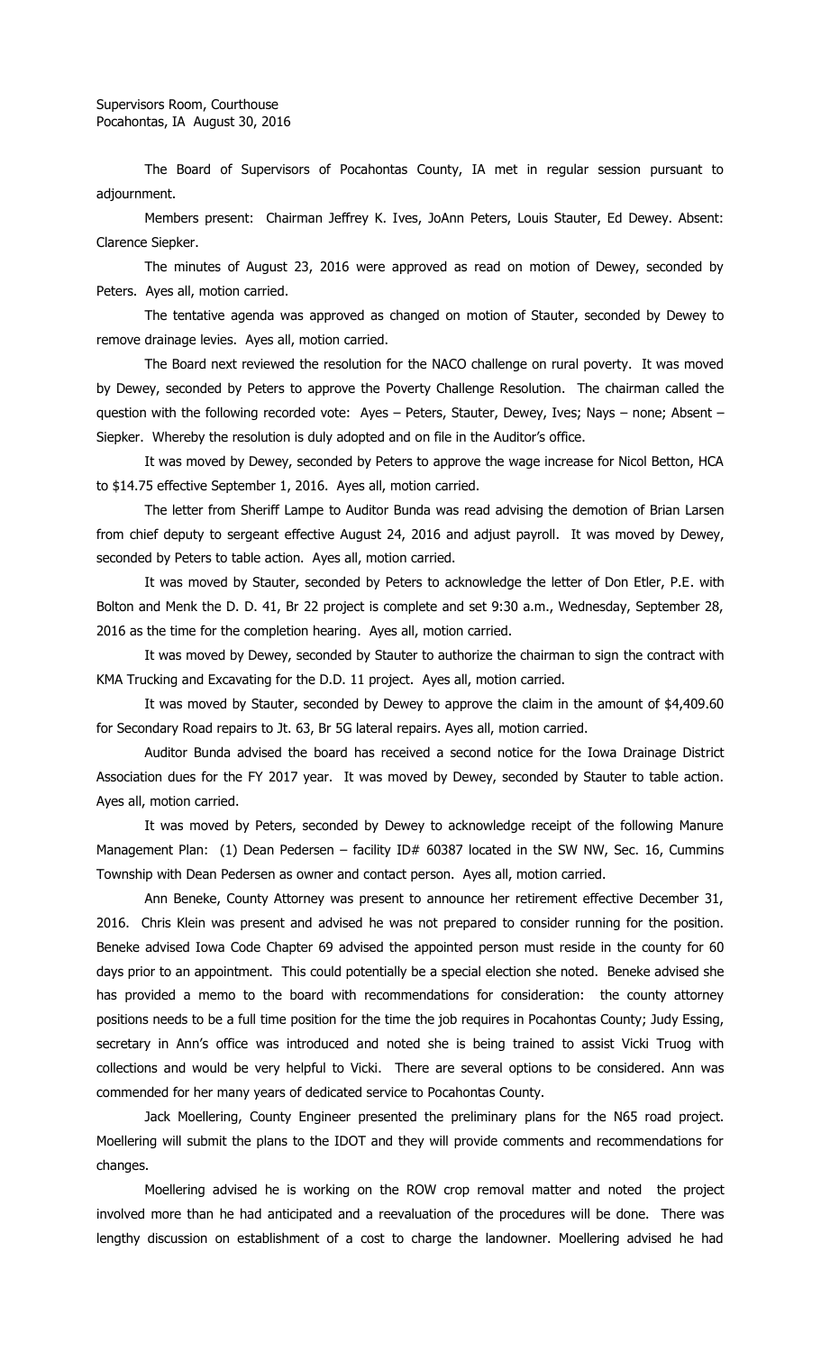Supervisors Room, Courthouse
Pocahontas, IA August 30, 2016

The Board of Supervisors of Pocahontas County, IA met in regular session pursuant to adjournment.

Members present: Chairman Jeffrey K. Ives, JoAnn Peters, Louis Stauter, Ed Dewey. Absent: Clarence Siepker.

The minutes of August 23, 2016 were approved as read on motion of Dewey, seconded by Peters. Ayes all, motion carried.

The tentative agenda was approved as changed on motion of Stauter, seconded by Dewey to remove drainage levies. Ayes all, motion carried.

The Board next reviewed the resolution for the NACO challenge on rural poverty. It was moved by Dewey, seconded by Peters to approve the Poverty Challenge Resolution. The chairman called the question with the following recorded vote: Ayes – Peters, Stauter, Dewey, Ives; Nays – none; Absent – Siepker. Whereby the resolution is duly adopted and on file in the Auditor's office.

It was moved by Dewey, seconded by Peters to approve the wage increase for Nicol Betton, HCA to $14.75 effective September 1, 2016. Ayes all, motion carried.

The letter from Sheriff Lampe to Auditor Bunda was read advising the demotion of Brian Larsen from chief deputy to sergeant effective August 24, 2016 and adjust payroll. It was moved by Dewey, seconded by Peters to table action. Ayes all, motion carried.

It was moved by Stauter, seconded by Peters to acknowledge the letter of Don Etler, P.E. with Bolton and Menk the D. D. 41, Br 22 project is complete and set 9:30 a.m., Wednesday, September 28, 2016 as the time for the completion hearing. Ayes all, motion carried.

It was moved by Dewey, seconded by Stauter to authorize the chairman to sign the contract with KMA Trucking and Excavating for the D.D. 11 project. Ayes all, motion carried.

It was moved by Stauter, seconded by Dewey to approve the claim in the amount of $4,409.60 for Secondary Road repairs to Jt. 63, Br 5G lateral repairs. Ayes all, motion carried.

Auditor Bunda advised the board has received a second notice for the Iowa Drainage District Association dues for the FY 2017 year. It was moved by Dewey, seconded by Stauter to table action. Ayes all, motion carried.

It was moved by Peters, seconded by Dewey to acknowledge receipt of the following Manure Management Plan: (1) Dean Pedersen – facility ID# 60387 located in the SW NW, Sec. 16, Cummins Township with Dean Pedersen as owner and contact person. Ayes all, motion carried.

Ann Beneke, County Attorney was present to announce her retirement effective December 31, 2016. Chris Klein was present and advised he was not prepared to consider running for the position. Beneke advised Iowa Code Chapter 69 advised the appointed person must reside in the county for 60 days prior to an appointment. This could potentially be a special election she noted. Beneke advised she has provided a memo to the board with recommendations for consideration: the county attorney positions needs to be a full time position for the time the job requires in Pocahontas County; Judy Essing, secretary in Ann's office was introduced and noted she is being trained to assist Vicki Truog with collections and would be very helpful to Vicki. There are several options to be considered. Ann was commended for her many years of dedicated service to Pocahontas County.

Jack Moellering, County Engineer presented the preliminary plans for the N65 road project. Moellering will submit the plans to the IDOT and they will provide comments and recommendations for changes.

Moellering advised he is working on the ROW crop removal matter and noted the project involved more than he had anticipated and a reevaluation of the procedures will be done. There was lengthy discussion on establishment of a cost to charge the landowner. Moellering advised he had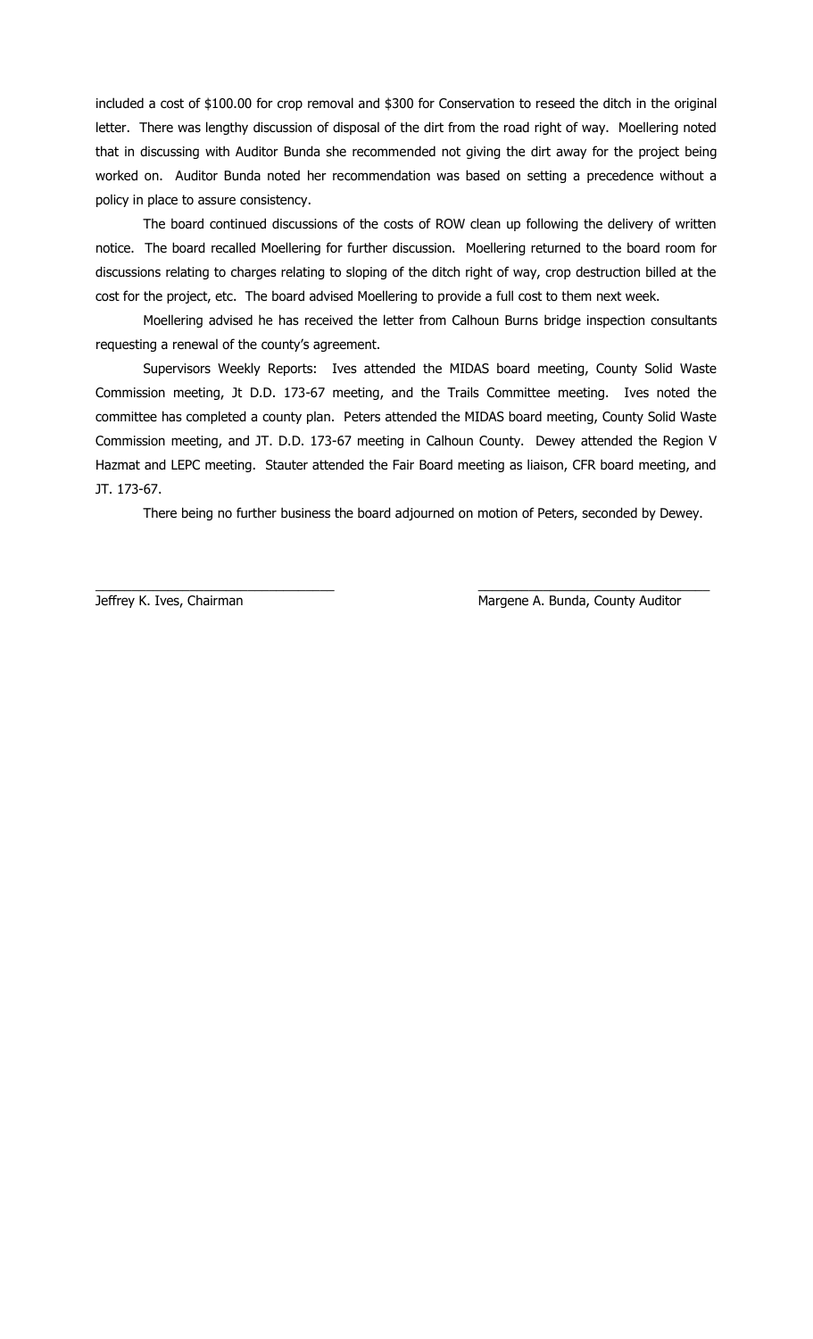included a cost of $100.00 for crop removal and $300 for Conservation to reseed the ditch in the original letter. There was lengthy discussion of disposal of the dirt from the road right of way. Moellering noted that in discussing with Auditor Bunda she recommended not giving the dirt away for the project being worked on. Auditor Bunda noted her recommendation was based on setting a precedence without a policy in place to assure consistency.

The board continued discussions of the costs of ROW clean up following the delivery of written notice. The board recalled Moellering for further discussion. Moellering returned to the board room for discussions relating to charges relating to sloping of the ditch right of way, crop destruction billed at the cost for the project, etc. The board advised Moellering to provide a full cost to them next week.

Moellering advised he has received the letter from Calhoun Burns bridge inspection consultants requesting a renewal of the county's agreement.

Supervisors Weekly Reports: Ives attended the MIDAS board meeting, County Solid Waste Commission meeting, Jt D.D. 173-67 meeting, and the Trails Committee meeting. Ives noted the committee has completed a county plan. Peters attended the MIDAS board meeting, County Solid Waste Commission meeting, and JT. D.D. 173-67 meeting in Calhoun County. Dewey attended the Region V Hazmat and LEPC meeting. Stauter attended the Fair Board meeting as liaison, CFR board meeting, and JT. 173-67.

There being no further business the board adjourned on motion of Peters, seconded by Dewey.

\_\_\_\_\_\_\_\_\_\_\_\_\_\_\_\_\_\_\_\_\_\_\_\_\_\_\_\_\_\_\_\_\_\_\_  
Jeffrey K. Ives, Chairman

\_\_\_\_\_\_\_\_\_\_\_\_\_\_\_\_\_\_\_\_\_\_\_\_\_\_\_\_\_\_\_\_\_\_\_  
Margene A. Bunda, County Auditor